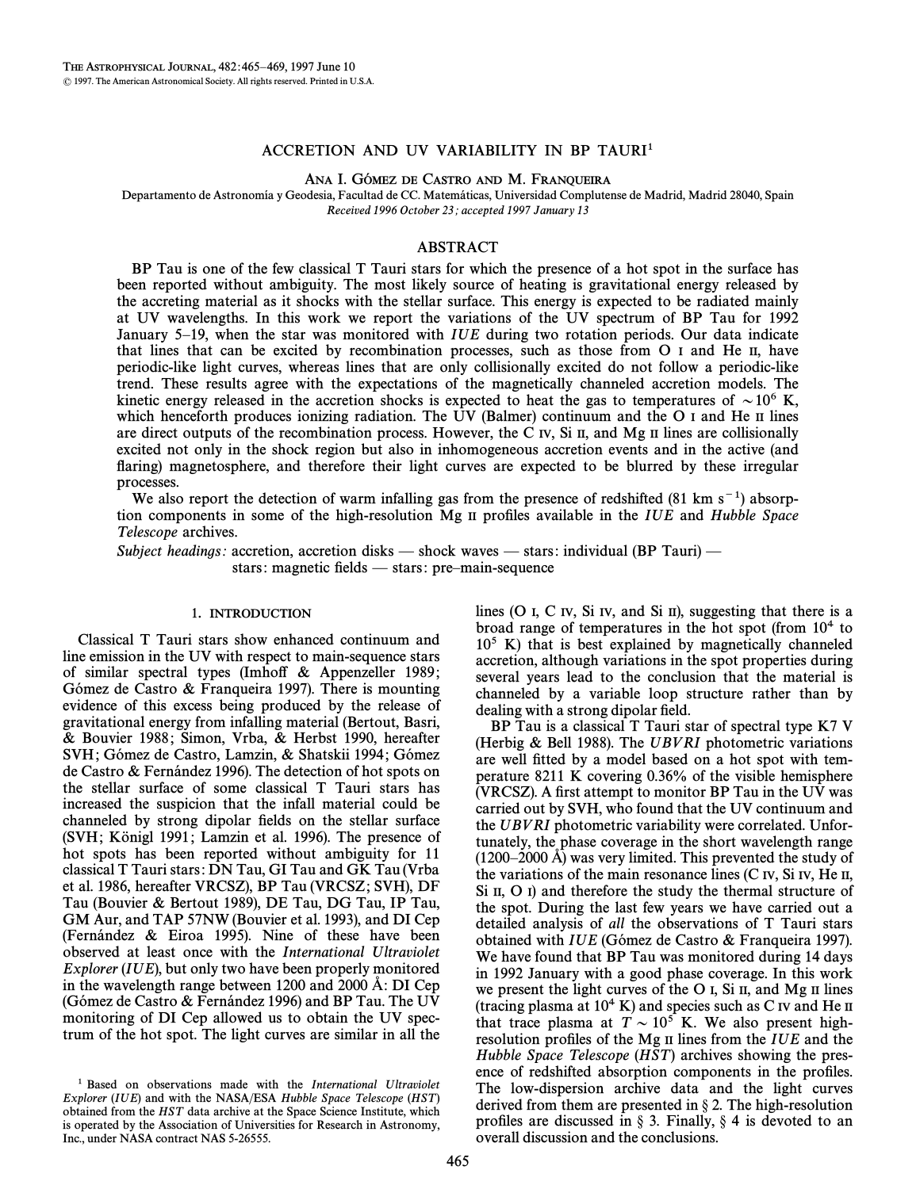# ACCRETION AND UV VARIABILITY IN BP TAURI[1]

Ana I. Gómez de Castro and M. Franqueira

Departamento de Astronomía y Geodesia, Facultad de CC. Matemáticas, Universidad Complutense de Madrid, Madrid 28040, Spain

*Received 1996 October 23; accepted 1997 January 13*

## ABSTRACT

BP Tau is one of the few classical T Tauri stars for which the presence of a hot spot in the surface has been reported without ambiguity. The most likely source of heating is gravitational energy released by the accreting material as it shocks with the stellar surface. This energy is expected to be radiated mainly at UV wavelengths. In this work we report the variations of the UV spectrum of BP Tau for 1992 January 5–19, when the star was monitored with *IUE* during two rotation periods. Our data indicate that lines that can be excited by recombination processes, such as those from O I and He II, have periodic-like light curves, whereas lines that are only collisionally excited do not follow a periodic-like trend. These results agree with the expectations of the magnetically channeled accretion models. The kinetic energy released in the accretion shocks is expected to heat the gas to temperatures of $\sim 10^6$ K, which henceforth produces ionizing radiation. The UV (Balmer) continuum and the O I and He II lines are direct outputs of the recombination process. However, the C IV, Si II, and Mg II lines are collisionally excited not only in the shock region but also in inhomogeneous accretion events and in the active (and flaring) magnetosphere, and therefore their light curves are expected to be blurred by these irregular processes.

We also report the detection of warm infalling gas from the presence of redshifted (81 km s$^{-1}$) absorption components in some of the high-resolution Mg II profiles available in the *IUE* and *Hubble Space Telescope* archives.

*Subject headings:* accretion, accretion disks — shock waves — stars: individual (BP Tauri) — stars: magnetic fields — stars: pre–main-sequence

## 1. INTRODUCTION

Classical T Tauri stars show enhanced continuum and line emission in the UV with respect to main-sequence stars of similar spectral types (Imhoff & Appenzeller 1989; Gómez de Castro & Franqueira 1997). There is mounting evidence of this excess being produced by the release of gravitational energy from infalling material (Bertout, Basri, & Bouvier 1988; Simon, Vrba, & Herbst 1990, hereafter SVH; Gómez de Castro, Lamzin, & Shatskii 1994; Gómez de Castro & Fernández 1996). The detection of hot spots on the stellar surface of some classical T Tauri stars has increased the suspicion that the infall material could be channeled by strong dipolar fields on the stellar surface (SVH; Königl 1991; Lamzin et al. 1996). The presence of hot spots has been reported without ambiguity for 11 classical T Tauri stars: DN Tau, GI Tau and GK Tau (Vrba et al. 1986, hereafter VRCSZ), BP Tau (VRCSZ; SVH), DF Tau (Bouvier & Bertout 1989), DE Tau, DG Tau, IP Tau, GM Aur, and TAP 57NW (Bouvier et al. 1993), and DI Cep (Fernández & Eiroa 1995). Nine of these have been observed at least once with the *International Ultraviolet Explorer* (*IUE*), but only two have been properly monitored in the wavelength range between 1200 and 2000 Å: DI Cep (Gómez de Castro & Fernández 1996) and BP Tau. The UV monitoring of DI Cep allowed us to obtain the UV spectrum of the hot spot. The light curves are similar in all the lines (O I, C IV, Si IV, and Si II), suggesting that there is a broad range of temperatures in the hot spot (from $10^4$ to $10^5$ K) that is best explained by magnetically channeled accretion, although variations in the spot properties during several years lead to the conclusion that the material is channeled by a variable loop structure rather than by dealing with a strong dipolar field.

BP Tau is a classical T Tauri star of spectral type K7 V (Herbig & Bell 1988). The *UBVRI* photometric variations are well fitted by a model based on a hot spot with temperature 8211 K covering 0.36% of the visible hemisphere (VRCSZ). A first attempt to monitor BP Tau in the UV was carried out by SVH, who found that the UV continuum and the *UBVRI* photometric variability were correlated. Unfortunately, the phase coverage in the short wavelength range (1200–2000 Å) was very limited. This prevented the study of the variations of the main resonance lines (C IV, Si IV, He II, Si II, O I) and therefore the study the thermal structure of the spot. During the last few years we have carried out a detailed analysis of *all* the observations of T Tauri stars obtained with *IUE* (Gómez de Castro & Franqueira 1997). We have found that BP Tau was monitored during 14 days in 1992 January with a good phase coverage. In this work we present the light curves of the O I, Si II, and Mg II lines (tracing plasma at $10^4$ K) and species such as C IV and He II that trace plasma at $T \sim 10^5$ K. We also present high-resolution profiles of the Mg II lines from the *IUE* and the *Hubble Space Telescope* (*HST*) archives showing the presence of redshifted absorption components in the profiles. The low-dispersion archive data and the light curves derived from them are presented in § 2. The high-resolution profiles are discussed in § 3. Finally, § 4 is devoted to an overall discussion and the conclusions.

[1] Based on observations made with the *International Ultraviolet Explorer* (*IUE*) and with the NASA/ESA *Hubble Space Telescope* (*HST*) obtained from the *HST* data archive at the Space Science Institute, which is operated by the Association of Universities for Research in Astronomy, Inc., under NASA contract NAS 5-26555.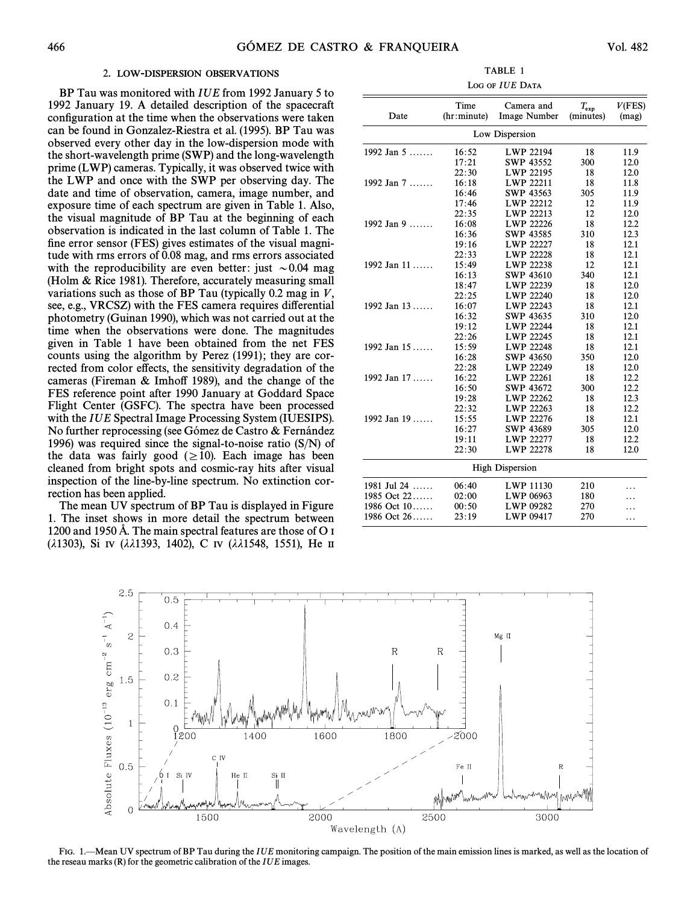## 2. LOW-DISPERSION OBSERVATIONS

BP Tau was monitored with *IUE* from 1992 January 5 to 1992 January 19. A detailed description of the spacecraft configuration at the time when the observations were taken can be found in Gonzalez-Riestra et al. (1995). BP Tau was observed every other day in the low-dispersion mode with the short-wavelength prime (SWP) and the long-wavelength prime (LWP) cameras. Typically, it was observed twice with the LWP and once with the SWP per observing day. The date and time of observation, camera, image number, and exposure time of each spectrum are given in Table 1. Also, the visual magnitude of BP Tau at the beginning of each observation is indicated in the last column of Table 1. The fine error sensor (FES) gives estimates of the visual magnitude with rms errors of 0.08 mag, and rms errors associated with the reproducibility are even better: just ∼0.04 mag (Holm & Rice 1981). Therefore, accurately measuring small variations such as those of BP Tau (typically 0.2 mag in *V*, see, e.g., VRCSZ) with the FES camera requires differential photometry (Guinan 1990), which was not carried out at the time when the observations were done. The magnitudes given in Table 1 have been obtained from the net FES counts using the algorithm by Perez (1991); they are corrected from color effects, the sensitivity degradation of the cameras (Fireman & Imhoff 1989), and the change of the FES reference point after 1990 January at Goddard Space Flight Center (GSFC). The spectra have been processed with the *IUE* Spectral Image Processing System (IUESIPS). No further reprocessing (see Gómez de Castro & Fernández 1996) was required since the signal-to-noise ratio (S/N) of the data was fairly good (≥10). Each image has been cleaned from bright spots and cosmic-ray hits after visual inspection of the line-by-line spectrum. No extinction correction has been applied.

The mean UV spectrum of BP Tau is displayed in Figure 1. The inset shows in more detail the spectrum between 1200 and 1950 Å. The main spectral features are those of O I (λ1303), Si IV (λλ1393, 1402), C IV (λλ1548, 1551), He II

TABLE 1

LOG OF *IUE* DATA

| Date | Time (hr:minute) | Camera and Image Number | $T_{exp}$ (minutes) | $V$(FES) (mag) |
|---|---|---|---|---|
| Low Dispersion | | | | |
| 1992 Jan 5 ....... | 16:52 | LWP 22194 | 18 | 11.9 |
| | 17:21 | SWP 43552 | 300 | 12.0 |
| | 22:30 | LWP 22195 | 18 | 12.0 |
| 1992 Jan 7 ....... | 16:18 | LWP 22211 | 18 | 11.8 |
| | 16:46 | SWP 43563 | 305 | 11.9 |
| | 17:46 | LWP 22212 | 12 | 11.9 |
| | 22:35 | LWP 22213 | 12 | 12.0 |
| 1992 Jan 9 ....... | 16:08 | LWP 22226 | 18 | 12.2 |
| | 16:36 | SWP 43585 | 310 | 12.3 |
| | 19:16 | LWP 22227 | 18 | 12.1 |
| | 22:33 | LWP 22228 | 18 | 12.1 |
| 1992 Jan 11 ...... | 15:49 | LWP 22238 | 12 | 12.1 |
| | 16:13 | SWP 43610 | 340 | 12.1 |
| | 18:47 | LWP 22239 | 18 | 12.0 |
| | 22:25 | LWP 22240 | 18 | 12.0 |
| 1992 Jan 13 ...... | 16:07 | LWP 22243 | 18 | 12.1 |
| | 16:32 | SWP 43635 | 310 | 12.0 |
| | 19:12 | LWP 22244 | 18 | 12.1 |
| | 22:26 | LWP 22245 | 18 | 12.1 |
| 1992 Jan 15 ...... | 15:59 | LWP 22248 | 18 | 12.1 |
| | 16:28 | SWP 43650 | 350 | 12.0 |
| | 22:28 | LWP 22249 | 18 | 12.0 |
| 1992 Jan 17 ...... | 16:22 | LWP 22261 | 18 | 12.2 |
| | 16:50 | SWP 43672 | 300 | 12.2 |
| | 19:28 | LWP 22262 | 18 | 12.3 |
| | 22:32 | LWP 22263 | 18 | 12.2 |
| 1992 Jan 19 ...... | 15:55 | LWP 22276 | 18 | 12.1 |
| | 16:27 | SWP 43689 | 305 | 12.0 |
| | 19:11 | LWP 22277 | 18 | 12.2 |
| | 22:30 | LWP 22278 | 18 | 12.0 |
| High Dispersion | | | | |
| 1981 Jul 24 ...... | 06:40 | LWP 11130 | 210 | ... |
| 1985 Oct 22...... | 02:00 | LWP 06963 | 180 | ... |
| 1986 Oct 10...... | 00:50 | LWP 09282 | 270 | ... |
| 1986 Oct 26...... | 23:19 | LWP 09417 | 270 | ... |

FIG. 1.—Mean UV spectrum of BP Tau during the *IUE* monitoring campaign. The position of the main emission lines is marked, as well as the location of the reseau marks (R) for the geometric calibration of the *IUE* images.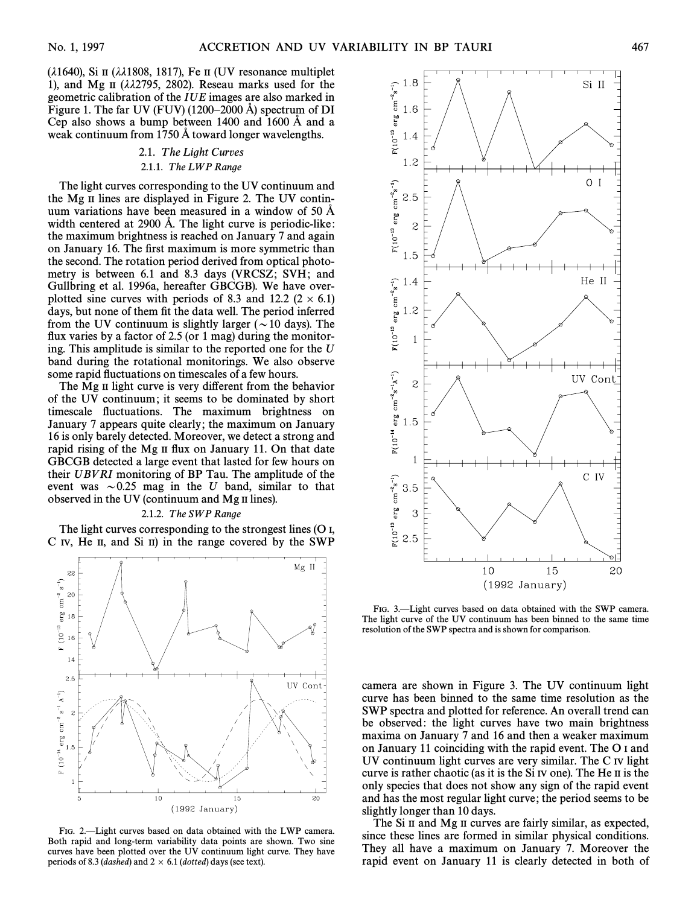(λ1640), Si II (λλ1808, 1817), Fe II (UV resonance multiplet 1), and Mg II (λλ2795, 2802). Reseau marks used for the geometric calibration of the *IUE* images are also marked in Figure 1. The far UV (FUV) (1200–2000 Å) spectrum of DI Cep also shows a bump between 1400 and 1600 Å and a weak continuum from 1750 Å toward longer wavelengths.

### 2.1. *The Light Curves*

#### 2.1.1. *The LWP Range*

The light curves corresponding to the UV continuum and the Mg II lines are displayed in Figure 2. The UV continuum variations have been measured in a window of 50 Å width centered at 2900 Å. The light curve is periodic-like: the maximum brightness is reached on January 7 and again on January 16. The first maximum is more symmetric than the second. The rotation period derived from optical photometry is between 6.1 and 8.3 days (VRCSZ; SVH; and Gullbring et al. 1996a, hereafter GBCGB). We have overplotted sine curves with periods of 8.3 and 12.2 ($2 \times 6.1$) days, but none of them fit the data well. The period inferred from the UV continuum is slightly larger (∼10 days). The flux varies by a factor of 2.5 (or 1 mag) during the monitoring. This amplitude is similar to the reported one for the *U* band during the rotational monitorings. We also observe some rapid fluctuations on timescales of a few hours.

The Mg II light curve is very different from the behavior of the UV continuum; it seems to be dominated by short timescale fluctuations. The maximum brightness on January 7 appears quite clearly; the maximum on January 16 is only barely detected. Moreover, we detect a strong and rapid rising of the Mg II flux on January 11. On that date GBCGB detected a large event that lasted for few hours on their *UBVRI* monitoring of BP Tau. The amplitude of the event was ∼0.25 mag in the *U* band, similar to that observed in the UV (continuum and Mg II lines).

#### 2.1.2. *The SWP Range*

The light curves corresponding to the strongest lines (O I, C IV, He II, and Si II) in the range covered by the SWP camera are shown in Figure 3. The UV continuum light curve has been binned to the same time resolution as the SWP spectra and plotted for reference. An overall trend can be observed: the light curves have two main brightness maxima on January 7 and 16 and then a weaker maximum on January 11 coinciding with the rapid event. The O I and UV continuum light curves are very similar. The C IV light curve is rather chaotic (as it is the Si IV one). The He II is the only species that does not show any sign of the rapid event and has the most regular light curve; the period seems to be slightly longer than 10 days.

The Si II and Mg II curves are fairly similar, as expected, since these lines are formed in similar physical conditions. They all have a maximum on January 7. Moreover the rapid event on January 11 is clearly detected in both of

FIG. 2.—Light curves based on data obtained with the LWP camera. Both rapid and long-term variability data points are shown. Two sine curves have been plotted over the UV continuum light curve. They have periods of 8.3 (*dashed*) and $2 \times 6.1$ (*dotted*) days (see text).

FIG. 3.—Light curves based on data obtained with the SWP camera. The light curve of the UV continuum has been binned to the same time resolution of the SWP spectra and is shown for comparison.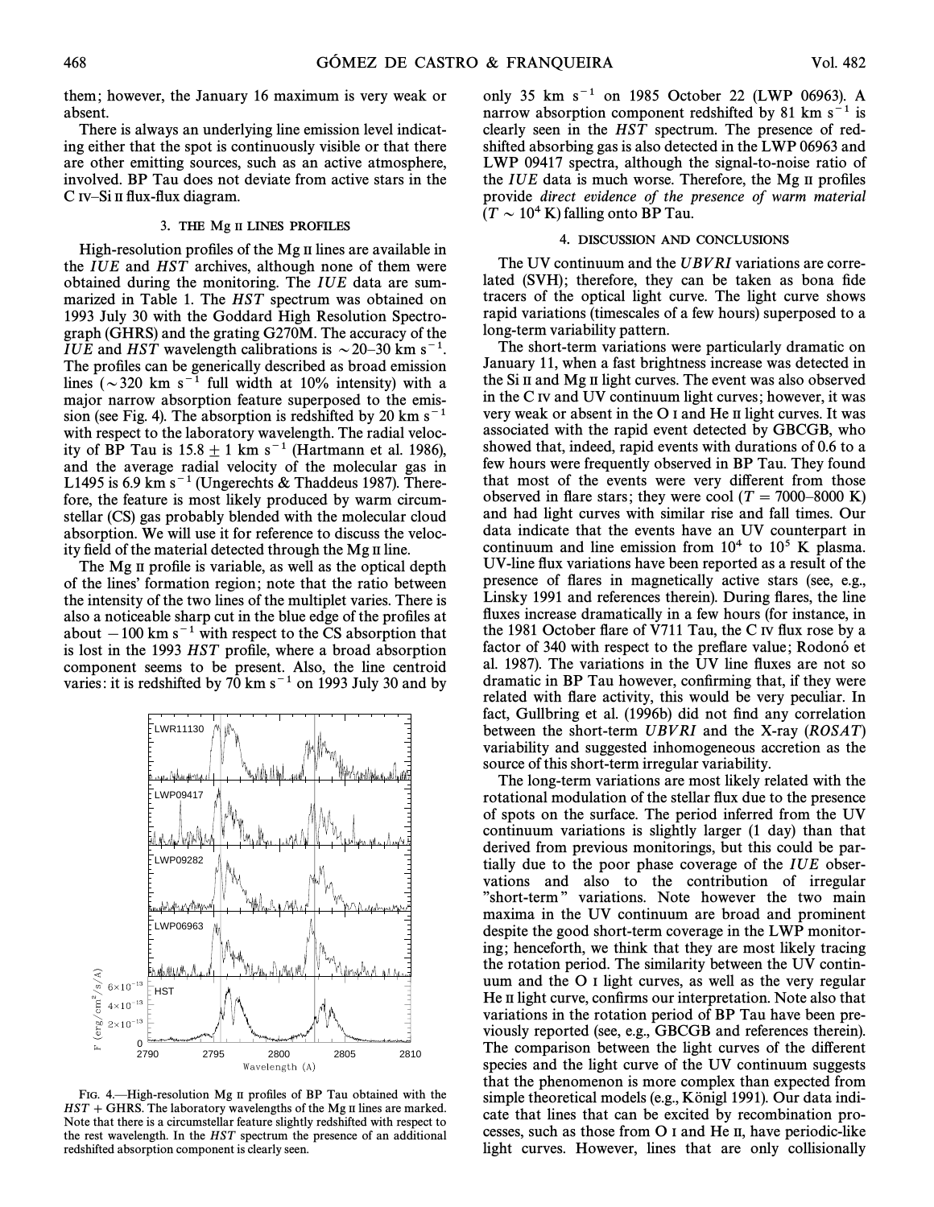them; however, the January 16 maximum is very weak or absent.

There is always an underlying line emission level indicating either that the spot is continuously visible or that there are other emitting sources, such as an active atmosphere, involved. BP Tau does not deviate from active stars in the C IV–Si II flux-flux diagram.

## 3. THE Mg II LINES PROFILES

High-resolution profiles of the Mg II lines are available in the *IUE* and *HST* archives, although none of them were obtained during the monitoring. The *IUE* data are summarized in Table 1. The *HST* spectrum was obtained on 1993 July 30 with the Goddard High Resolution Spectrograph (GHRS) and the grating G270M. The accuracy of the *IUE* and *HST* wavelength calibrations is $\sim 20$–$30$ km s$^{-1}$. The profiles can be generically described as broad emission lines ($\sim 320$ km s$^{-1}$ full width at 10% intensity) with a major narrow absorption feature superposed to the emission (see Fig. 4). The absorption is redshifted by 20 km s$^{-1}$ with respect to the laboratory wavelength. The radial velocity of BP Tau is $15.8 \pm 1$ km s$^{-1}$ (Hartmann et al. 1986), and the average radial velocity of the molecular gas in L1495 is 6.9 km s$^{-1}$ (Ungerechts & Thaddeus 1987). Therefore, the feature is most likely produced by warm circumstellar (CS) gas probably blended with the molecular cloud absorption. We will use it for reference to discuss the velocity field of the material detected through the Mg II line.

The Mg II profile is variable, as well as the optical depth of the lines' formation region; note that the ratio between the intensity of the two lines of the multiplet varies. There is also a noticeable sharp cut in the blue edge of the profiles at about $-100$ km s$^{-1}$ with respect to the CS absorption that is lost in the 1993 *HST* profile, where a broad absorption component seems to be present. Also, the line centroid varies: it is redshifted by 70 km s$^{-1}$ on 1993 July 30 and by only 35 km s$^{-1}$ on 1985 October 22 (LWP 06963). A narrow absorption component redshifted by 81 km s$^{-1}$ is clearly seen in the *HST* spectrum. The presence of redshifted absorbing gas is also detected in the LWP 06963 and LWP 09417 spectra, although the signal-to-noise ratio of the *IUE* data is much worse. Therefore, the Mg II profiles provide *direct evidence of the presence of warm material* ($T \sim 10^4$ K) *falling onto BP Tau.*

FIG. 4.—High-resolution Mg II profiles of BP Tau obtained with the *HST* + GHRS. The laboratory wavelengths of the Mg II lines are marked. Note that there is a circumstellar feature slightly redshifted with respect to the rest wavelength. In the *HST* spectrum the presence of an additional redshifted absorption component is clearly seen.

## 4. DISCUSSION AND CONCLUSIONS

The UV continuum and the *UBVRI* variations are correlated (SVH); therefore, they can be taken as bona fide tracers of the optical light curve. The light curve shows rapid variations (timescales of a few hours) superposed to a long-term variability pattern.

The short-term variations were particularly dramatic on January 11, when a fast brightness increase was detected in the Si II and Mg II light curves. The event was also observed in the C IV and UV continuum light curves; however, it was very weak or absent in the O I and He II light curves. It was associated with the rapid event detected by GBCGB, who showed that, indeed, rapid events with durations of 0.6 to a few hours were frequently observed in BP Tau. They found that most of the events were very different from those observed in flare stars; they were cool ($T = 7000$–$8000$ K) and had light curves with similar rise and fall times. Our data indicate that the events have an UV counterpart in continuum and line emission from $10^4$ to $10^5$ K plasma. UV-line flux variations have been reported as a result of the presence of flares in magnetically active stars (see, e.g., Linsky 1991 and references therein). During flares, the line fluxes increase dramatically in a few hours (for instance, in the 1981 October flare of V711 Tau, the C IV flux rose by a factor of 340 with respect to the preflare value; Rodonó et al. 1987). The variations in the UV line fluxes are not so dramatic in BP Tau however, confirming that, if they were related with flare activity, this would be very peculiar. In fact, Gullbring et al. (1996b) did not find any correlation between the short-term *UBVRI* and the X-ray (*ROSAT*) variability and suggested inhomogeneous accretion as the source of this short-term irregular variability.

The long-term variations are most likely related with the rotational modulation of the stellar flux due to the presence of spots on the surface. The period inferred from the UV continuum variations is slightly larger (1 day) than that derived from previous monitorings, but this could be partially due to the poor phase coverage of the *IUE* observations and also to the contribution of irregular "short-term" variations. Note however the two main maxima in the UV continuum are broad and prominent despite the good short-term coverage in the LWP monitoring; henceforth, we think that they are most likely tracing the rotation period. The similarity between the UV continuum and the O I light curves, as well as the very regular He II light curve, confirms our interpretation. Note also that variations in the rotation period of BP Tau have been previously reported (see, e.g., GBCGB and references therein). The comparison between the light curves of the different species and the light curve of the UV continuum suggests that the phenomenon is more complex than expected from simple theoretical models (e.g., Königl 1991). Our data indicate that lines that can be excited by recombination processes, such as those from O I and He II, have periodic-like light curves. However, lines that are only collisionally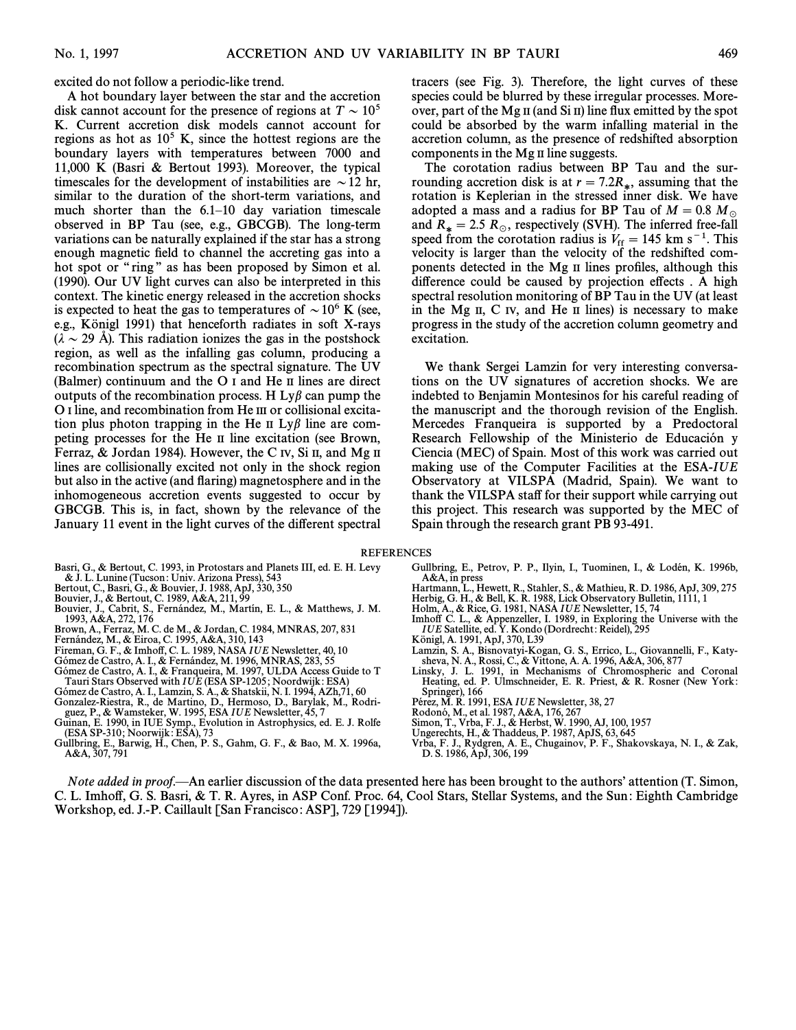excited do not follow a periodic-like trend.

A hot boundary layer between the star and the accretion disk cannot account for the presence of regions at $T \sim 10^5$ K. Current accretion disk models cannot account for regions as hot as $10^5$ K, since the hottest regions are the boundary layers with temperatures between 7000 and 11,000 K (Basri & Bertout 1993). Moreover, the typical timescales for the development of instabilities are $\sim 12$ hr, similar to the duration of the short-term variations, and much shorter than the 6.1–10 day variation timescale observed in BP Tau (see, e.g., GBCGB). The long-term variations can be naturally explained if the star has a strong enough magnetic field to channel the accreting gas into a hot spot or "ring" as has been proposed by Simon et al. (1990). Our UV light curves can also be interpreted in this context. The kinetic energy released in the accretion shocks is expected to heat the gas to temperatures of $\sim 10^6$ K (see, e.g., Königl 1991) that henceforth radiates in soft X-rays ($\lambda \sim 29$ Å). This radiation ionizes the gas in the postshock region, as well as the infalling gas column, producing a recombination spectrum as the spectral signature. The UV (Balmer) continuum and the O I and He II lines are direct outputs of the recombination process. H Ly$\beta$ can pump the O I line, and recombination from He III or collisional excitation plus photon trapping in the He II Ly$\beta$ line are competing processes for the He II line excitation (see Brown, Ferraz, & Jordan 1984). However, the C IV, Si II, and Mg II lines are collisionally excited not only in the shock region but also in the active (and flaring) magnetosphere and in the inhomogeneous accretion events suggested to occur by GBCGB. This is, in fact, shown by the relevance of the January 11 event in the light curves of the different spectral tracers (see Fig. 3). Therefore, the light curves of these species could be blurred by these irregular processes. Moreover, part of the Mg II (and Si II) line flux emitted by the spot could be absorbed by the warm infalling material in the accretion column, as the presence of redshifted absorption components in the Mg II line suggests.

The corotation radius between BP Tau and the surrounding accretion disk is at $r = 7.2R_*$, assuming that the rotation is Keplerian in the stressed inner disk. We have adopted a mass and a radius for BP Tau of $M = 0.8\ M_\odot$ and $R_* = 2.5\ R_\odot$, respectively (SVH). The inferred free-fall speed from the corotation radius is $V_{ff} = 145$ km s$^{-1}$. This velocity is larger than the velocity of the redshifted components detected in the Mg II lines profiles, although this difference could be caused by projection effects . A high spectral resolution monitoring of BP Tau in the UV (at least in the Mg II, C IV, and He II lines) is necessary to make progress in the study of the accretion column geometry and excitation.

We thank Sergei Lamzin for very interesting conversations on the UV signatures of accretion shocks. We are indebted to Benjamin Montesinos for his careful reading of the manuscript and the thorough revision of the English. Mercedes Franqueira is supported by a Predoctoral Research Fellowship of the Ministerio de Educación y Ciencia (MEC) of Spain. Most of this work was carried out making use of the Computer Facilities at the ESA-*IUE* Observatory at VILSPA (Madrid, Spain). We want to thank the VILSPA staff for their support while carrying out this project. This research was supported by the MEC of Spain through the research grant PB 93-491.

## REFERENCES

Basri, G., & Bertout, C. 1993, in Protostars and Planets III, ed. E. H. Levy & J. L. Lunine (Tucson: Univ. Arizona Press), 543
Bertout, C., Basri, G., & Bouvier, J. 1988, ApJ, 330, 350
Bouvier, J., & Bertout, C. 1989, A&A, 211, 99
Bouvier, J., Cabrit, S., Fernández, M., Martín, E. L., & Matthews, J. M. 1993, A&A, 272, 176
Brown, A., Ferraz, M. C. de M., & Jordan, C. 1984, MNRAS, 207, 831
Fernández, M., & Eiroa, C. 1995, A&A, 310, 143
Fireman, G. F., & Imhoff, C. L. 1989, NASA *IUE* Newsletter, 40, 10
Gómez de Castro, A. I., & Fernández, M. 1996, MNRAS, 283, 55
Gómez de Castro, A. I., & Franqueira, M. 1997, ULDA Access Guide to T Tauri Stars Observed with *IUE* (ESA SP-1205; Noordwijk: ESA)
Gómez de Castro, A. I., Lamzin, S. A., & Shatskii, N. I. 1994, AZh,71, 60
Gonzalez-Riestra, R., de Martino, D., Hermoso, D., Barylak, M., Rodriguez, P., & Wamsteker, W. 1995, ESA *IUE* Newsletter, 45, 7
Guinan, E. 1990, in IUE Symp., Evolution in Astrophysics, ed. E. J. Rolfe (ESA SP-310; Noorwijk: ESA), 73
Gullbring, E., Barwig, H., Chen, P. S., Gahm, G. F., & Bao, M. X. 1996a, A&A, 307, 791
Gullbring, E., Petrov, P. P., Ilyin, I., Tuominen, I., & Lodén, K. 1996b, A&A, in press
Hartmann, L., Hewett, R., Stahler, S., & Mathieu, R. D. 1986, ApJ, 309, 275
Herbig, G. H., & Bell, K. R. 1988, Lick Observatory Bulletin, 1111, 1
Holm, A., & Rice, G. 1981, NASA *IUE* Newsletter, 15, 74
Imhoff C. L., & Appenzeller, I. 1989, in Exploring the Universe with the *IUE* Satellite, ed. Y. Kondo (Dordrecht: Reidel), 295
Königl, A. 1991, ApJ, 370, L39
Lamzin, S. A., Bisnovatyi-Kogan, G. S., Errico, L., Giovannelli, F., Katysheva, N. A., Rossi, C., & Vittone, A. A. 1996, A&A, 306, 877
Linsky, J. L. 1991, in Mechanisms of Chromospheric and Coronal Heating, ed. P. Ulmschneider, E. R. Priest, & R. Rosner (New York: Springer), 166
Pérez, M. R. 1991, ESA *IUE* Newsletter, 38, 27
Rodonó, M., et al. 1987, A&A, 176, 267
Simon, T., Vrba, F. J., & Herbst, W. 1990, AJ, 100, 1957
Ungerechts, H., & Thaddeus, P. 1987, ApJS, 63, 645
Vrba, F. J., Rydgren, A. E., Chugainov, P. F., Shakovskaya, N. I., & Zak, D. S. 1986, ApJ, 306, 199

*Note added in proof.*—An earlier discussion of the data presented here has been brought to the authors' attention (T. Simon, C. L. Imhoff, G. S. Basri, & T. R. Ayres, in ASP Conf. Proc. 64, Cool Stars, Stellar Systems, and the Sun: Eighth Cambridge Workshop, ed. J.-P. Caillault [San Francisco: ASP], 729 [1994]).